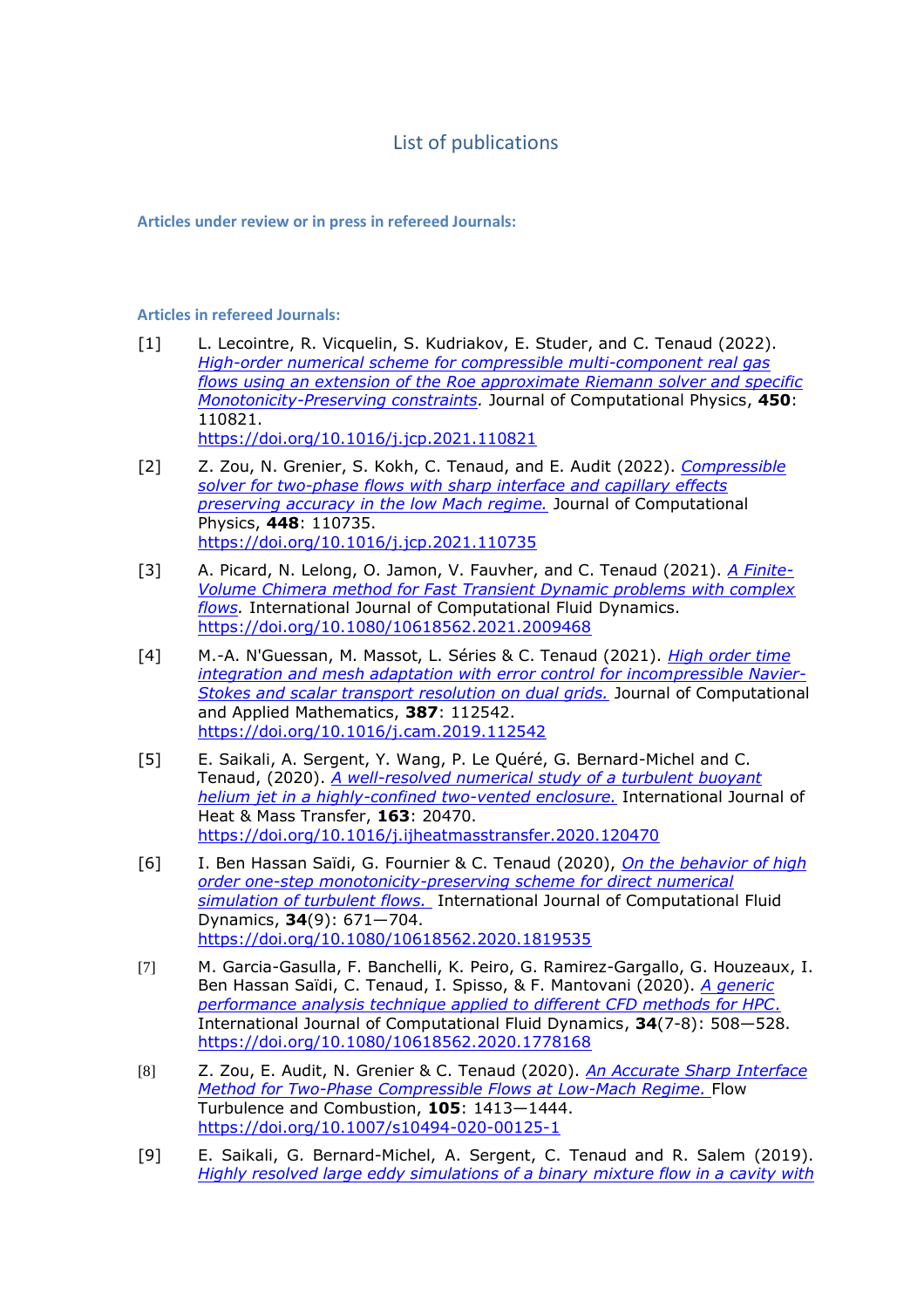# List of publications

### Articles under review or in press in refereed Journals:

### Articles in refereed Journals:

[1] L. Lecointre, R. Vicquelin, S. Kudriakov, E. Studer, and C. Tenaud (2022). *High-order numerical scheme for compressible multi-component real gas flows using an extension of the Roe approximate Riemann solver and specific Monotonicity-Preserving constraints.* Journal of Computational Physics, **450**: 110821.
https://doi.org/10.1016/j.jcp.2021.110821

[2] Z. Zou, N. Grenier, S. Kokh, C. Tenaud, and E. Audit (2022). *Compressible solver for two-phase flows with sharp interface and capillary effects preserving accuracy in the low Mach regime.* Journal of Computational Physics, **448**: 110735.
https://doi.org/10.1016/j.jcp.2021.110735

[3] A. Picard, N. Lelong, O. Jamon, V. Fauvher, and C. Tenaud (2021). *A Finite-Volume Chimera method for Fast Transient Dynamic problems with complex flows.* International Journal of Computational Fluid Dynamics.
https://doi.org/10.1080/10618562.2021.2009468

[4] M.-A. N'Guessan, M. Massot, L. Séries & C. Tenaud (2021). *High order time integration and mesh adaptation with error control for incompressible Navier-Stokes and scalar transport resolution on dual grids.* Journal of Computational and Applied Mathematics, **387**: 112542.
https://doi.org/10.1016/j.cam.2019.112542

[5] E. Saikali, A. Sergent, Y. Wang, P. Le Quéré, G. Bernard-Michel and C. Tenaud, (2020). *A well-resolved numerical study of a turbulent buoyant helium jet in a highly-confined two-vented enclosure.* International Journal of Heat & Mass Transfer, **163**: 20470.
https://doi.org/10.1016/j.ijheatmasstransfer.2020.120470

[6] I. Ben Hassan Saïdi, G. Fournier & C. Tenaud (2020), *On the behavior of high order one-step monotonicity-preserving scheme for direct numerical simulation of turbulent flows.* International Journal of Computational Fluid Dynamics, **34**(9): 671—704.
https://doi.org/10.1080/10618562.2020.1819535

[7] M. Garcia-Gasulla, F. Banchelli, K. Peiro, G. Ramirez-Gargallo, G. Houzeaux, I. Ben Hassan Saïdi, C. Tenaud, I. Spisso, & F. Mantovani (2020). *A generic performance analysis technique applied to different CFD methods for HPC.* International Journal of Computational Fluid Dynamics, **34**(7-8): 508—528.
https://doi.org/10.1080/10618562.2020.1778168

[8] Z. Zou, E. Audit, N. Grenier & C. Tenaud (2020). *An Accurate Sharp Interface Method for Two-Phase Compressible Flows at Low-Mach Regime.* Flow Turbulence and Combustion, **105**: 1413—1444.
https://doi.org/10.1007/s10494-020-00125-1

[9] E. Saikali, G. Bernard-Michel, A. Sergent, C. Tenaud and R. Salem (2019). *Highly resolved large eddy simulations of a binary mixture flow in a cavity with*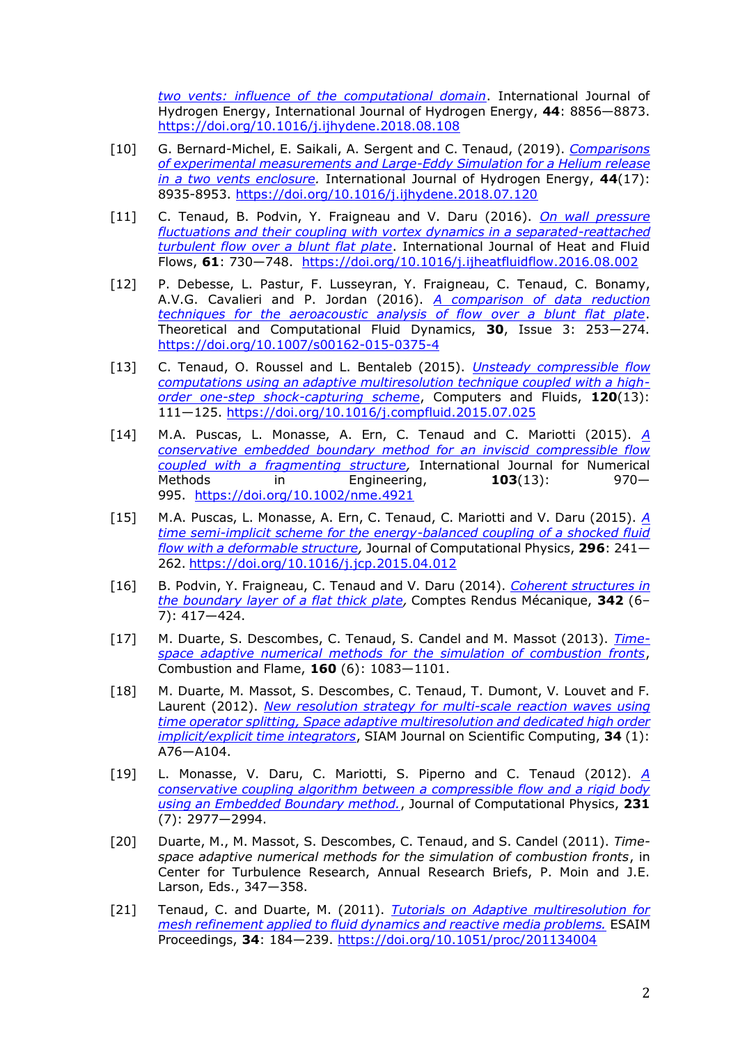*two vents: influence of the computational domain*. International Journal of Hydrogen Energy, International Journal of Hydrogen Energy, **44**: 8856—8873. https://doi.org/10.1016/j.ijhydene.2018.08.108

[10] G. Bernard-Michel, E. Saikali, A. Sergent and C. Tenaud, (2019). *Comparisons of experimental measurements and Large-Eddy Simulation for a Helium release in a two vents enclosure.* International Journal of Hydrogen Energy, **44**(17): 8935-8953. https://doi.org/10.1016/j.ijhydene.2018.07.120

[11] C. Tenaud, B. Podvin, Y. Fraigneau and V. Daru (2016). *On wall pressure fluctuations and their coupling with vortex dynamics in a separated-reattached turbulent flow over a blunt flat plate*. International Journal of Heat and Fluid Flows, **61**: 730—748. https://doi.org/10.1016/j.ijheatfluidflow.2016.08.002

[12] P. Debesse, L. Pastur, F. Lusseyran, Y. Fraigneau, C. Tenaud, C. Bonamy, A.V.G. Cavalieri and P. Jordan (2016). *A comparison of data reduction techniques for the aeroacoustic analysis of flow over a blunt flat plate*. Theoretical and Computational Fluid Dynamics, **30**, Issue 3: 253—274. https://doi.org/10.1007/s00162-015-0375-4

[13] C. Tenaud, O. Roussel and L. Bentaleb (2015). *Unsteady compressible flow computations using an adaptive multiresolution technique coupled with a high-order one-step shock-capturing scheme*, Computers and Fluids, **120**(13): 111—125. https://doi.org/10.1016/j.compfluid.2015.07.025

[14] M.A. Puscas, L. Monasse, A. Ern, C. Tenaud and C. Mariotti (2015). *A conservative embedded boundary method for an inviscid compressible flow coupled with a fragmenting structure*, International Journal for Numerical Methods in Engineering, **103**(13): 970—995. https://doi.org/10.1002/nme.4921

[15] M.A. Puscas, L. Monasse, A. Ern, C. Tenaud, C. Mariotti and V. Daru (2015). *A time semi-implicit scheme for the energy-balanced coupling of a shocked fluid flow with a deformable structure*, Journal of Computational Physics, **296**: 241—262. https://doi.org/10.1016/j.jcp.2015.04.012

[16] B. Podvin, Y. Fraigneau, C. Tenaud and V. Daru (2014). *Coherent structures in the boundary layer of a flat thick plate*, Comptes Rendus Mécanique, **342** (6–7): 417—424.

[17] M. Duarte, S. Descombes, C. Tenaud, S. Candel and M. Massot (2013). *Time-space adaptive numerical methods for the simulation of combustion fronts*, Combustion and Flame, **160** (6): 1083—1101.

[18] M. Duarte, M. Massot, S. Descombes, C. Tenaud, T. Dumont, V. Louvet and F. Laurent (2012). *New resolution strategy for multi-scale reaction waves using time operator splitting, Space adaptive multiresolution and dedicated high order implicit/explicit time integrators*, SIAM Journal on Scientific Computing, **34** (1): A76—A104.

[19] L. Monasse, V. Daru, C. Mariotti, S. Piperno and C. Tenaud (2012). *A conservative coupling algorithm between a compressible flow and a rigid body using an Embedded Boundary method.*, Journal of Computational Physics, **231** (7): 2977—2994.

[20] Duarte, M., M. Massot, S. Descombes, C. Tenaud, and S. Candel (2011). *Time-space adaptive numerical methods for the simulation of combustion fronts*, in Center for Turbulence Research, Annual Research Briefs, P. Moin and J.E. Larson, Eds., 347—358.

[21] Tenaud, C. and Duarte, M. (2011). *Tutorials on Adaptive multiresolution for mesh refinement applied to fluid dynamics and reactive media problems.* ESAIM Proceedings, **34**: 184—239. https://doi.org/10.1051/proc/201134004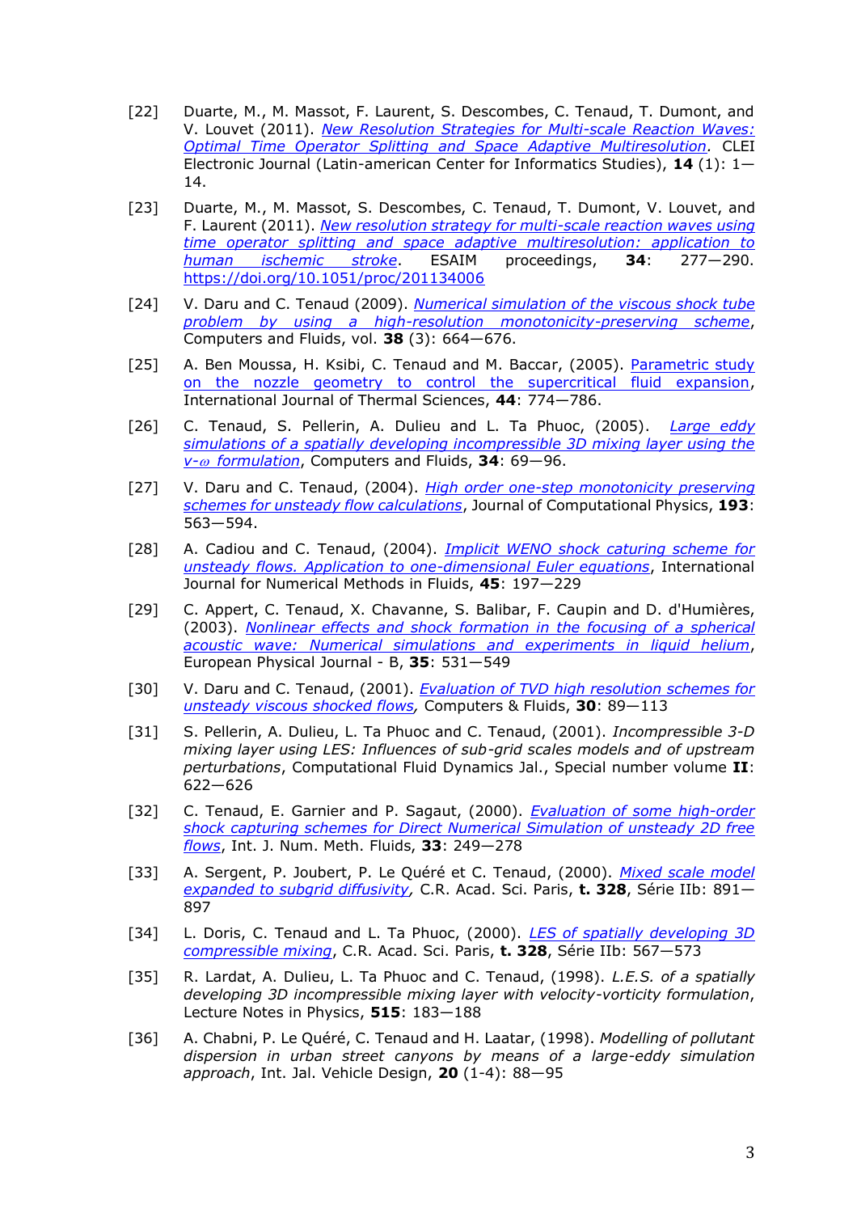[22] Duarte, M., M. Massot, F. Laurent, S. Descombes, C. Tenaud, T. Dumont, and V. Louvet (2011). *New Resolution Strategies for Multi-scale Reaction Waves: Optimal Time Operator Splitting and Space Adaptive Multiresolution*. CLEI Electronic Journal (Latin-american Center for Informatics Studies), **14** (1): 1—14.

[23] Duarte, M., M. Massot, S. Descombes, C. Tenaud, T. Dumont, V. Louvet, and F. Laurent (2011). *New resolution strategy for multi-scale reaction waves using time operator splitting and space adaptive multiresolution: application to human ischemic stroke*. ESAIM proceedings, **34**: 277—290. https://doi.org/10.1051/proc/201134006

[24] V. Daru and C. Tenaud (2009). *Numerical simulation of the viscous shock tube problem by using a high-resolution monotonicity-preserving scheme*, Computers and Fluids, vol. **38** (3): 664—676.

[25] A. Ben Moussa, H. Ksibi, C. Tenaud and M. Baccar, (2005). Parametric study on the nozzle geometry to control the supercritical fluid expansion, International Journal of Thermal Sciences, **44**: 774—786.

[26] C. Tenaud, S. Pellerin, A. Dulieu and L. Ta Phuoc, (2005). *Large eddy simulations of a spatially developing incompressible 3D mixing layer using the v-ω formulation*, Computers and Fluids, **34**: 69—96.

[27] V. Daru and C. Tenaud, (2004). *High order one-step monotonicity preserving schemes for unsteady flow calculations*, Journal of Computational Physics, **193**: 563—594.

[28] A. Cadiou and C. Tenaud, (2004). *Implicit WENO shock caturing scheme for unsteady flows. Application to one-dimensional Euler equations*, International Journal for Numerical Methods in Fluids, **45**: 197—229

[29] C. Appert, C. Tenaud, X. Chavanne, S. Balibar, F. Caupin and D. d'Humières, (2003). *Nonlinear effects and shock formation in the focusing of a spherical acoustic wave: Numerical simulations and experiments in liquid helium*, European Physical Journal - B, **35**: 531—549

[30] V. Daru and C. Tenaud, (2001). *Evaluation of TVD high resolution schemes for unsteady viscous shocked flows*, Computers & Fluids, **30**: 89—113

[31] S. Pellerin, A. Dulieu, L. Ta Phuoc and C. Tenaud, (2001). *Incompressible 3-D mixing layer using LES: Influences of sub-grid scales models and of upstream perturbations*, Computational Fluid Dynamics Jal., Special number volume **II**: 622—626

[32] C. Tenaud, E. Garnier and P. Sagaut, (2000). *Evaluation of some high-order shock capturing schemes for Direct Numerical Simulation of unsteady 2D free flows*, Int. J. Num. Meth. Fluids, **33**: 249—278

[33] A. Sergent, P. Joubert, P. Le Quéré et C. Tenaud, (2000). *Mixed scale model expanded to subgrid diffusivity*, C.R. Acad. Sci. Paris, **t. 328**, Série IIb: 891—897

[34] L. Doris, C. Tenaud and L. Ta Phuoc, (2000). *LES of spatially developing 3D compressible mixing*, C.R. Acad. Sci. Paris, **t. 328**, Série IIb: 567—573

[35] R. Lardat, A. Dulieu, L. Ta Phuoc and C. Tenaud, (1998). *L.E.S. of a spatially developing 3D incompressible mixing layer with velocity-vorticity formulation*, Lecture Notes in Physics, **515**: 183—188

[36] A. Chabni, P. Le Quéré, C. Tenaud and H. Laatar, (1998). *Modelling of pollutant dispersion in urban street canyons by means of a large-eddy simulation approach*, Int. Jal. Vehicle Design, **20** (1-4): 88—95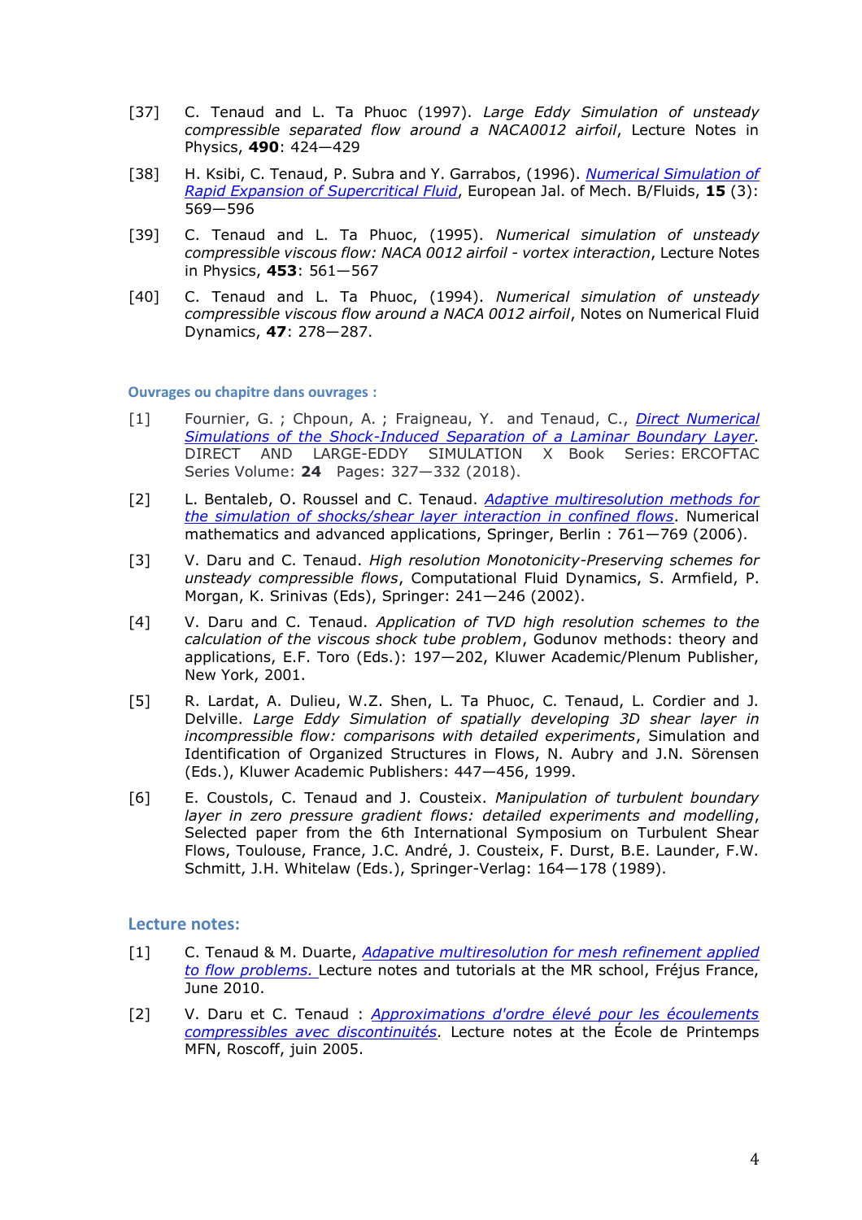[37] C. Tenaud and L. Ta Phuoc (1997). *Large Eddy Simulation of unsteady compressible separated flow around a NACA0012 airfoil*, Lecture Notes in Physics, **490**: 424—429

[38] H. Ksibi, C. Tenaud, P. Subra and Y. Garrabos, (1996). *Numerical Simulation of Rapid Expansion of Supercritical Fluid*, European Jal. of Mech. B/Fluids, **15** (3): 569—596

[39] C. Tenaud and L. Ta Phuoc, (1995). *Numerical simulation of unsteady compressible viscous flow: NACA 0012 airfoil - vortex interaction*, Lecture Notes in Physics, **453**: 561—567

[40] C. Tenaud and L. Ta Phuoc, (1994). *Numerical simulation of unsteady compressible viscous flow around a NACA 0012 airfoil*, Notes on Numerical Fluid Dynamics, **47**: 278—287.

### Ouvrages ou chapitre dans ouvrages :

[1] Fournier, G. ; Chpoun, A. ; Fraigneau, Y. and Tenaud, C., *Direct Numerical Simulations of the Shock-Induced Separation of a Laminar Boundary Layer*. DIRECT AND LARGE-EDDY SIMULATION X Book Series: ERCOFTAC Series Volume: **24** Pages: 327—332 (2018).

[2] L. Bentaleb, O. Roussel and C. Tenaud. *Adaptive multiresolution methods for the simulation of shocks/shear layer interaction in confined flows*. Numerical mathematics and advanced applications, Springer, Berlin : 761—769 (2006).

[3] V. Daru and C. Tenaud. *High resolution Monotonicity-Preserving schemes for unsteady compressible flows*, Computational Fluid Dynamics, S. Armfield, P. Morgan, K. Srinivas (Eds), Springer: 241—246 (2002).

[4] V. Daru and C. Tenaud. *Application of TVD high resolution schemes to the calculation of the viscous shock tube problem*, Godunov methods: theory and applications, E.F. Toro (Eds.): 197—202, Kluwer Academic/Plenum Publisher, New York, 2001.

[5] R. Lardat, A. Dulieu, W.Z. Shen, L. Ta Phuoc, C. Tenaud, L. Cordier and J. Delville. *Large Eddy Simulation of spatially developing 3D shear layer in incompressible flow: comparisons with detailed experiments*, Simulation and Identification of Organized Structures in Flows, N. Aubry and J.N. Sörensen (Eds.), Kluwer Academic Publishers: 447—456, 1999.

[6] E. Coustols, C. Tenaud and J. Cousteix. *Manipulation of turbulent boundary layer in zero pressure gradient flows: detailed experiments and modelling*, Selected paper from the 6th International Symposium on Turbulent Shear Flows, Toulouse, France, J.C. André, J. Cousteix, F. Durst, B.E. Launder, F.W. Schmitt, J.H. Whitelaw (Eds.), Springer-Verlag: 164—178 (1989).

### Lecture notes:

[1] C. Tenaud & M. Duarte, *Adapative multiresolution for mesh refinement applied to flow problems.* Lecture notes and tutorials at the MR school, Fréjus France, June 2010.

[2] V. Daru et C. Tenaud : *Approximations d'ordre élevé pour les écoulements compressibles avec discontinuités*. Lecture notes at the École de Printemps MFN, Roscoff, juin 2005.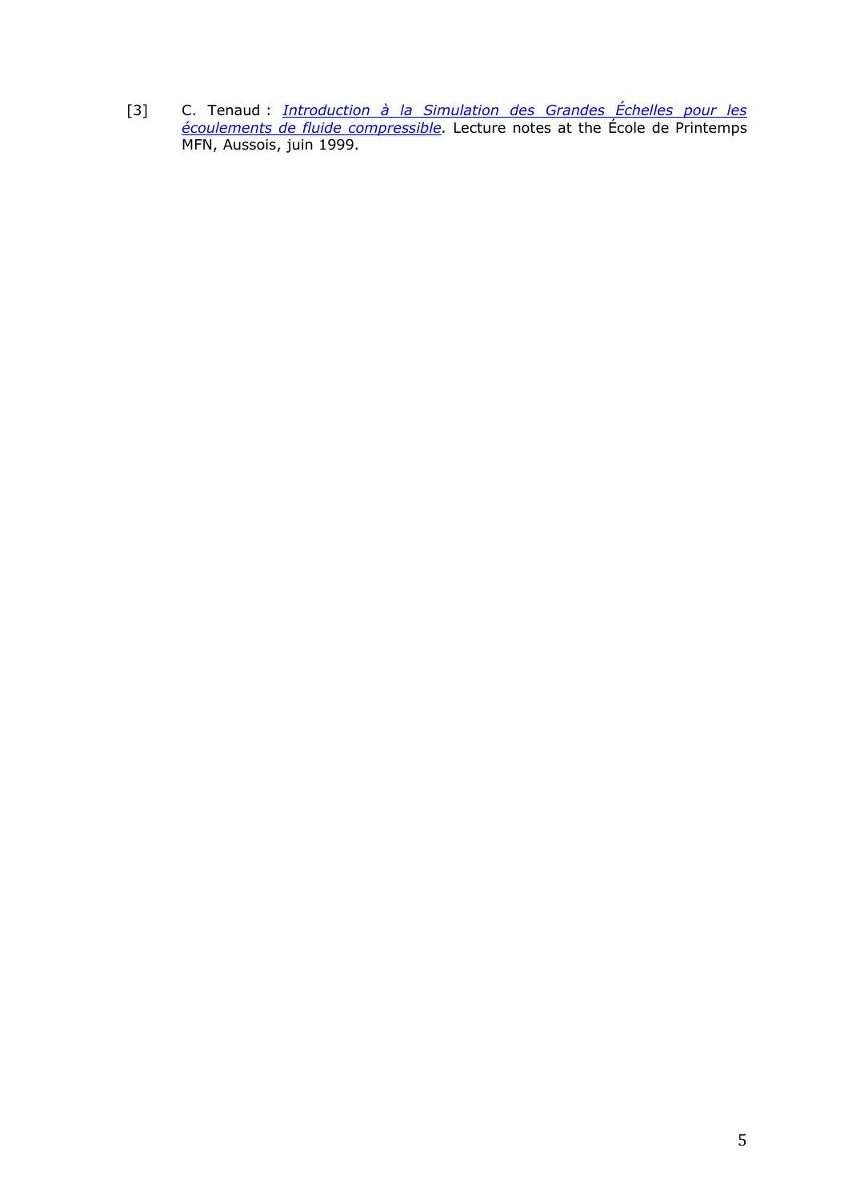[3] C. Tenaud : *Introduction à la Simulation des Grandes Échelles pour les écoulements de fluide compressible*. Lecture notes at the École de Printemps MFN, Aussois, juin 1999.